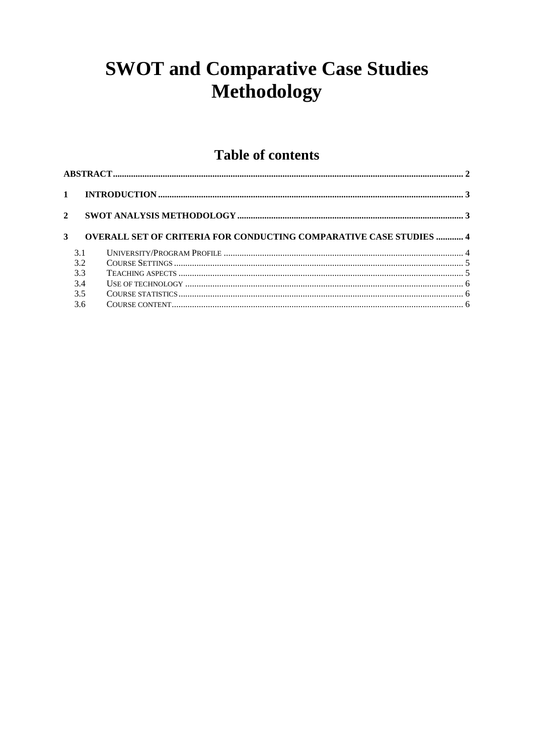# SWOT and Comparative Case Studies Methodology

## Table of contents

**ABSTRACT** ........................................................ 2

**1 INTRODUCTION** ........................................................ 3

**2 SWOT ANALYSIS METHODOLOGY** ........................................................ 3

**3 OVERALL SET OF CRITERIA FOR CONDUCTING COMPARATIVE CASE STUDIES** ............ 4

- 3.1 UNIVERSITY/PROGRAM PROFILE ........................................................ 4
- 3.2 COURSE SETTINGS ........................................................ 5
- 3.3 TEACHING ASPECTS ........................................................ 5
- 3.4 USE OF TECHNOLOGY ........................................................ 6
- 3.5 COURSE STATISTICS ........................................................ 6
- 3.6 COURSE CONTENT ........................................................ 6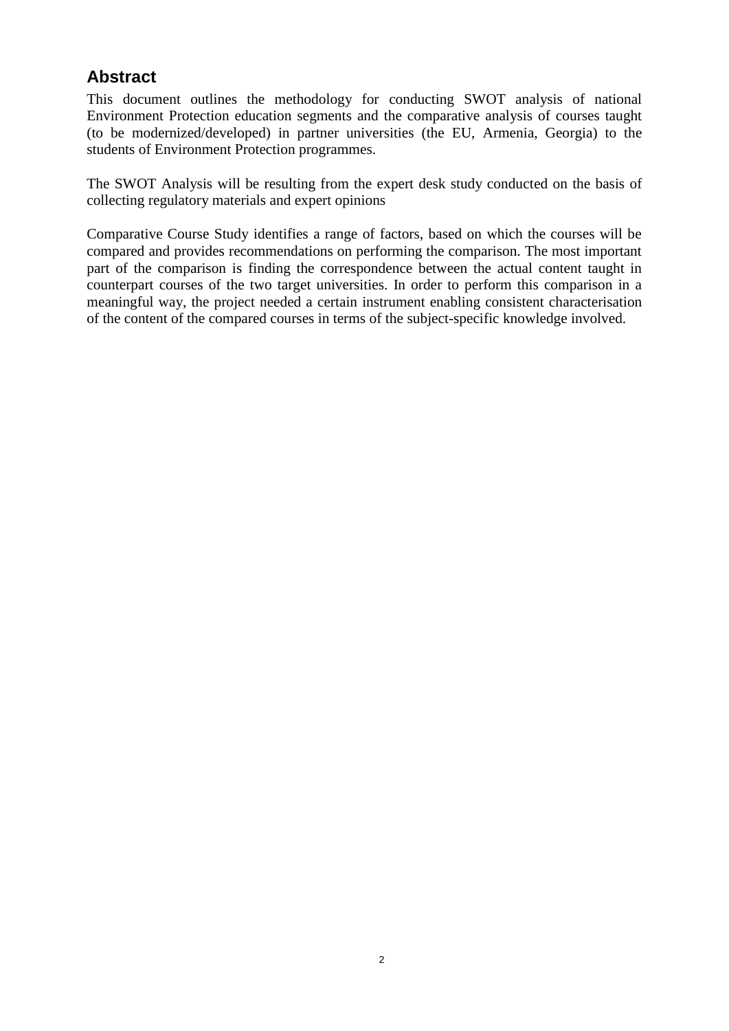## Abstract

This document outlines the methodology for conducting SWOT analysis of national Environment Protection education segments and the comparative analysis of courses taught (to be modernized/developed) in partner universities (the EU, Armenia, Georgia) to the students of Environment Protection programmes.

The SWOT Analysis will be resulting from the expert desk study conducted on the basis of collecting regulatory materials and expert opinions

Comparative Course Study identifies a range of factors, based on which the courses will be compared and provides recommendations on performing the comparison. The most important part of the comparison is finding the correspondence between the actual content taught in counterpart courses of the two target universities. In order to perform this comparison in a meaningful way, the project needed a certain instrument enabling consistent characterisation of the content of the compared courses in terms of the subject-specific knowledge involved.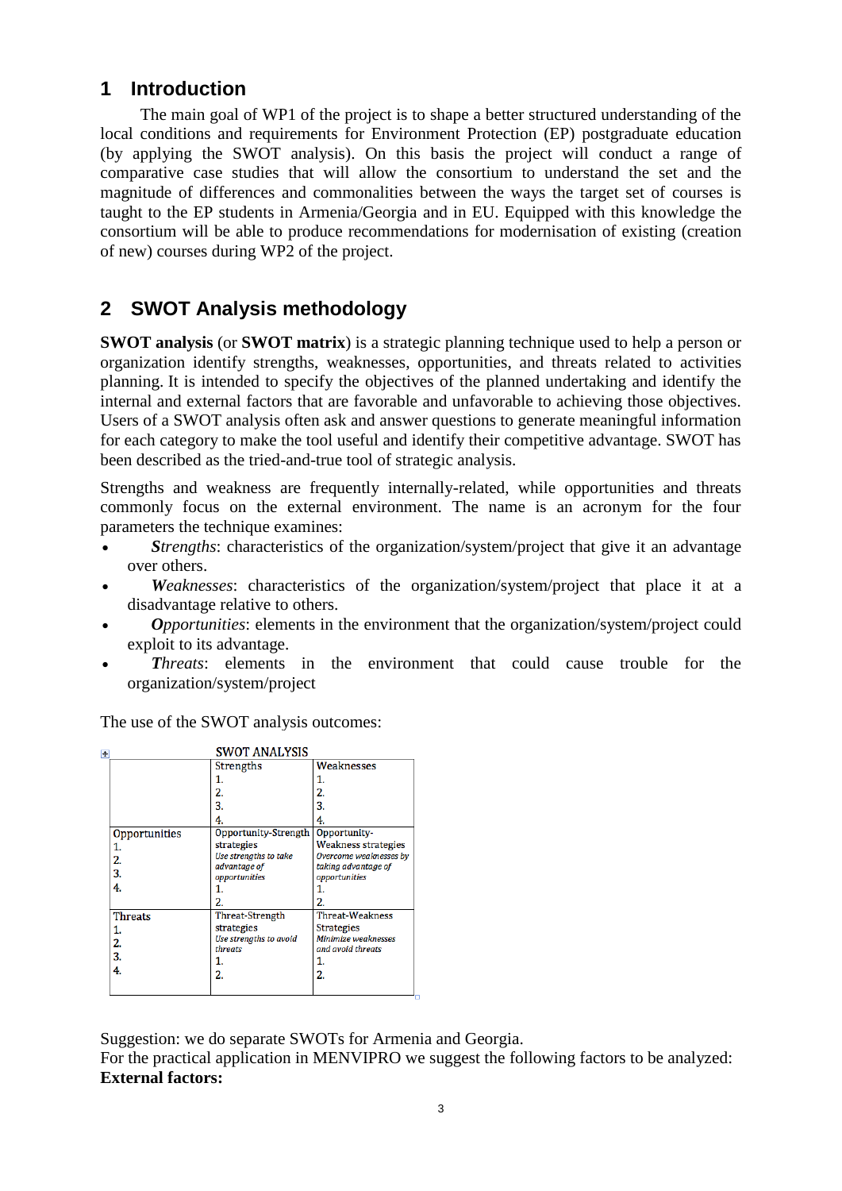## 1 Introduction

The main goal of WP1 of the project is to shape a better structured understanding of the local conditions and requirements for Environment Protection (EP) postgraduate education (by applying the SWOT analysis). On this basis the project will conduct a range of comparative case studies that will allow the consortium to understand the set and the magnitude of differences and commonalities between the ways the target set of courses is taught to the EP students in Armenia/Georgia and in EU. Equipped with this knowledge the consortium will be able to produce recommendations for modernisation of existing (creation of new) courses during WP2 of the project.

## 2 SWOT Analysis methodology

**SWOT analysis** (or **SWOT matrix**) is a strategic planning technique used to help a person or organization identify strengths, weaknesses, opportunities, and threats related to activities planning. It is intended to specify the objectives of the planned undertaking and identify the internal and external factors that are favorable and unfavorable to achieving those objectives. Users of a SWOT analysis often ask and answer questions to generate meaningful information for each category to make the tool useful and identify their competitive advantage. SWOT has been described as the tried-and-true tool of strategic analysis.

Strengths and weakness are frequently internally-related, while opportunities and threats commonly focus on the external environment. The name is an acronym for the four parameters the technique examines:

- ***S****trengths*: characteristics of the organization/system/project that give it an advantage over others.
- ***W****eaknesses*: characteristics of the organization/system/project that place it at a disadvantage relative to others.
- ***O****pportunities*: elements in the environment that the organization/system/project could exploit to its advantage.
- ***T****hreats*: elements in the environment that could cause trouble for the organization/system/project

The use of the SWOT analysis outcomes:

SWOT ANALYSIS

| | Strengths<br>1.<br>2.<br>3.<br>4. | Weaknesses<br>1.<br>2.<br>3.<br>4. |
|---|---|---|
| Opportunities<br>1.<br>2.<br>3.<br>4. | Opportunity-Strength strategies<br>*Use strengths to take advantage of opportunities*<br>1.<br>2. | Opportunity-Weakness strategies<br>*Overcome weaknesses by taking advantage of opportunities*<br>1.<br>2. |
| Threats<br>1.<br>2.<br>3.<br>4. | Threat-Strength strategies<br>*Use strengths to avoid threats*<br>1.<br>2. | Threat-Weakness Strategies<br>*Minimize weaknesses and avoid threats*<br>1.<br>2. |

Suggestion: we do separate SWOTs for Armenia and Georgia.
For the practical application in MENVIPRO we suggest the following factors to be analyzed:
**External factors:**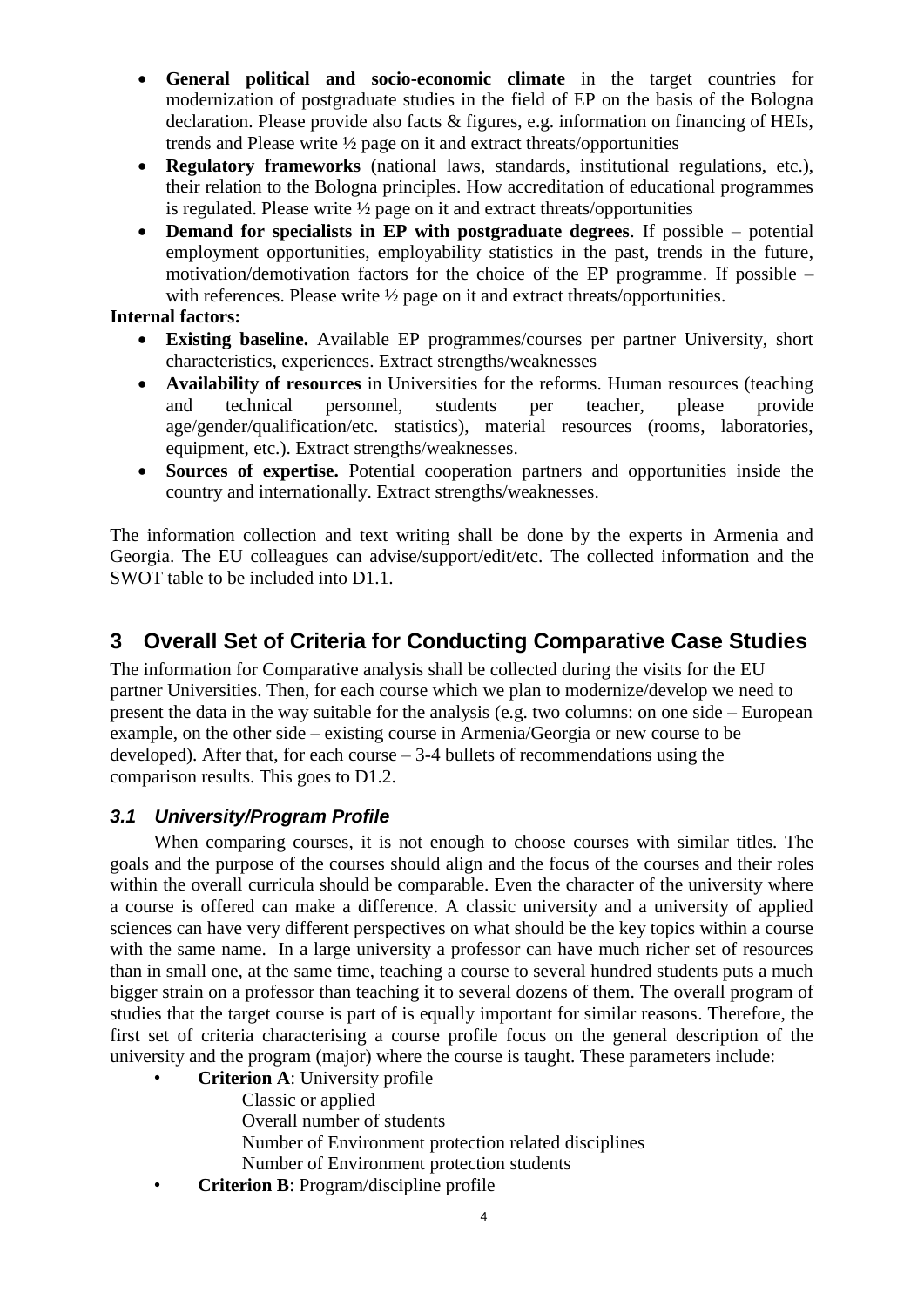- **General political and socio-economic climate** in the target countries for modernization of postgraduate studies in the field of EP on the basis of the Bologna declaration. Please provide also facts & figures, e.g. information on financing of HEIs, trends and Please write ½ page on it and extract threats/opportunities
- **Regulatory frameworks** (national laws, standards, institutional regulations, etc.), their relation to the Bologna principles. How accreditation of educational programmes is regulated. Please write ½ page on it and extract threats/opportunities
- **Demand for specialists in EP with postgraduate degrees**. If possible – potential employment opportunities, employability statistics in the past, trends in the future, motivation/demotivation factors for the choice of the EP programme. If possible – with references. Please write ½ page on it and extract threats/opportunities.

**Internal factors:**

- **Existing baseline.** Available EP programmes/courses per partner University, short characteristics, experiences. Extract strengths/weaknesses
- **Availability of resources** in Universities for the reforms. Human resources (teaching and technical personnel, students per teacher, please provide age/gender/qualification/etc. statistics), material resources (rooms, laboratories, equipment, etc.). Extract strengths/weaknesses.
- **Sources of expertise.** Potential cooperation partners and opportunities inside the country and internationally. Extract strengths/weaknesses.

The information collection and text writing shall be done by the experts in Armenia and Georgia. The EU colleagues can advise/support/edit/etc. The collected information and the SWOT table to be included into D1.1.

# 3 Overall Set of Criteria for Conducting Comparative Case Studies

The information for Comparative analysis shall be collected during the visits for the EU partner Universities. Then, for each course which we plan to modernize/develop we need to present the data in the way suitable for the analysis (e.g. two columns: on one side – European example, on the other side – existing course in Armenia/Georgia or new course to be developed). After that, for each course – 3-4 bullets of recommendations using the comparison results. This goes to D1.2.

## *3.1 University/Program Profile*

When comparing courses, it is not enough to choose courses with similar titles. The goals and the purpose of the courses should align and the focus of the courses and their roles within the overall curricula should be comparable. Even the character of the university where a course is offered can make a difference. A classic university and a university of applied sciences can have very different perspectives on what should be the key topics within a course with the same name. In a large university a professor can have much richer set of resources than in small one, at the same time, teaching a course to several hundred students puts a much bigger strain on a professor than teaching it to several dozens of them. The overall program of studies that the target course is part of is equally important for similar reasons. Therefore, the first set of criteria characterising a course profile focus on the general description of the university and the program (major) where the course is taught. These parameters include:

- **Criterion A**: University profile
  - Classic or applied
  - Overall number of students
  - Number of Environment protection related disciplines
  - Number of Environment protection students
- **Criterion B**: Program/discipline profile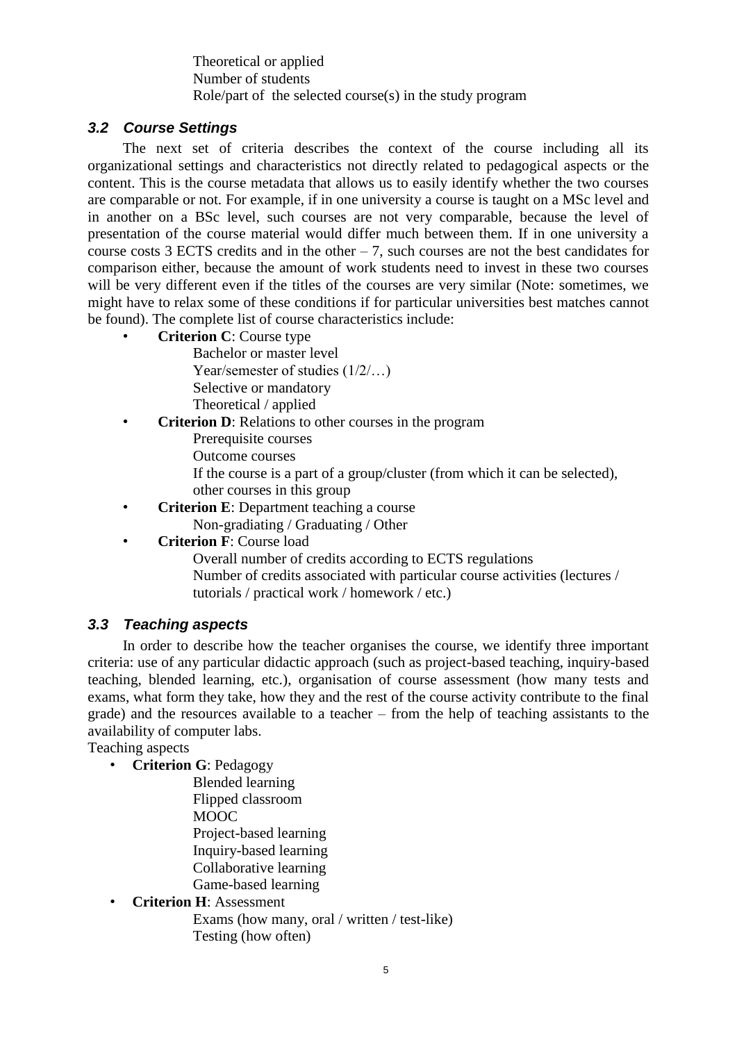Theoretical or applied
Number of students
Role/part of the selected course(s) in the study program

### *3.2 Course Settings*

The next set of criteria describes the context of the course including all its organizational settings and characteristics not directly related to pedagogical aspects or the content. This is the course metadata that allows us to easily identify whether the two courses are comparable or not. For example, if in one university a course is taught on a MSc level and in another on a BSc level, such courses are not very comparable, because the level of presentation of the course material would differ much between them. If in one university a course costs 3 ECTS credits and in the other – 7, such courses are not the best candidates for comparison either, because the amount of work students need to invest in these two courses will be very different even if the titles of the courses are very similar (Note: sometimes, we might have to relax some of these conditions if for particular universities best matches cannot be found). The complete list of course characteristics include:

- **Criterion C**: Course type
  - Bachelor or master level
  - Year/semester of studies (1/2/…)
  - Selective or mandatory
  - Theoretical / applied
- **Criterion D**: Relations to other courses in the program
  - Prerequisite courses
  - Outcome courses
  - If the course is a part of a group/cluster (from which it can be selected), other courses in this group
- **Criterion E**: Department teaching a course
  - Non-gradiating / Graduating / Other
- **Criterion F**: Course load
  - Overall number of credits according to ECTS regulations
  - Number of credits associated with particular course activities (lectures / tutorials / practical work / homework / etc.)

### *3.3 Teaching aspects*

In order to describe how the teacher organises the course, we identify three important criteria: use of any particular didactic approach (such as project-based teaching, inquiry-based teaching, blended learning, etc.), organisation of course assessment (how many tests and exams, what form they take, how they and the rest of the course activity contribute to the final grade) and the resources available to a teacher – from the help of teaching assistants to the availability of computer labs.

Teaching aspects

- **Criterion G**: Pedagogy
  - Blended learning
  - Flipped classroom
  - MOOC
  - Project-based learning
  - Inquiry-based learning
  - Collaborative learning
  - Game-based learning
- **Criterion H**: Assessment
  - Exams (how many, oral / written / test-like)
  - Testing (how often)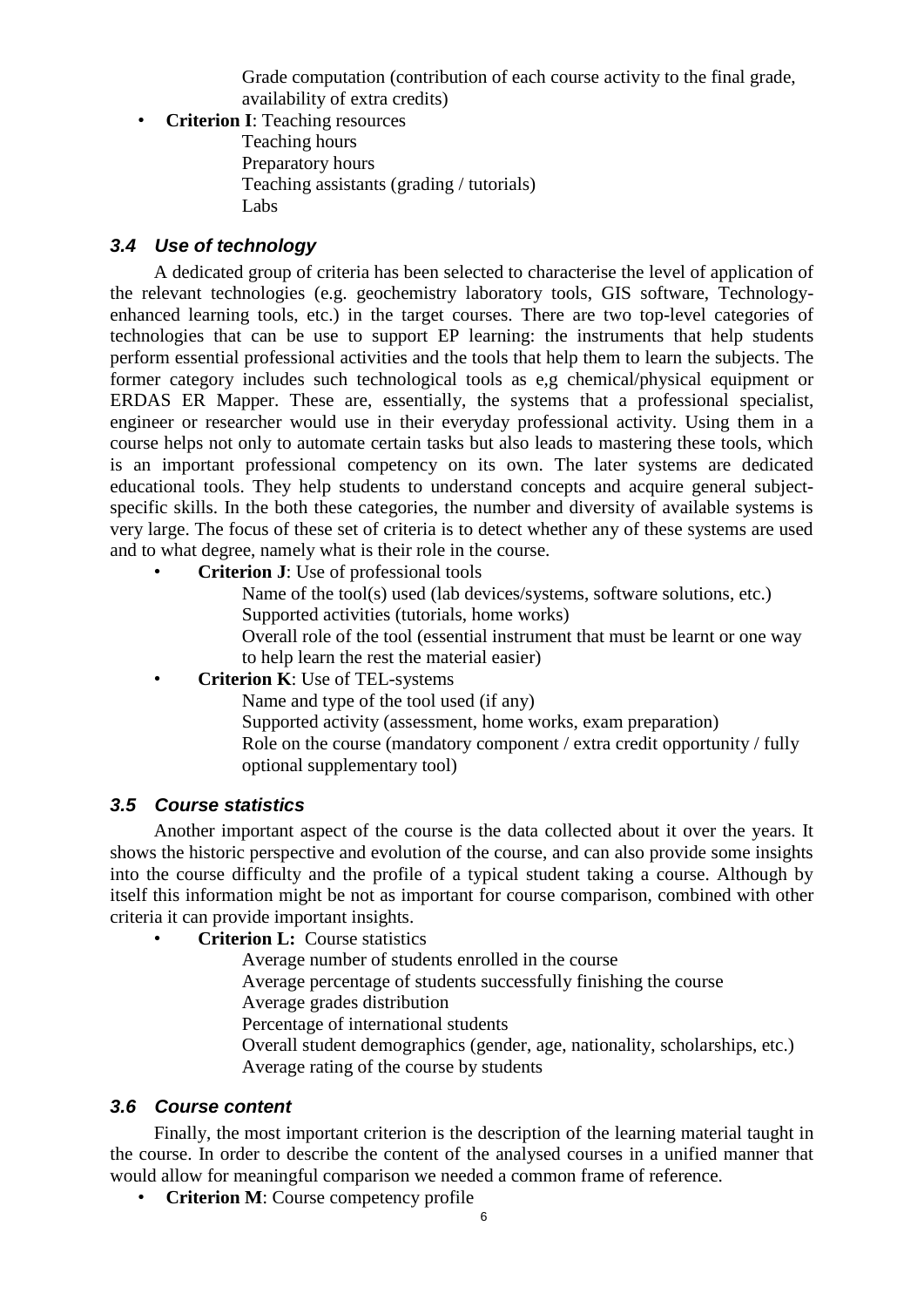Grade computation (contribution of each course activity to the final grade, availability of extra credits)

- **Criterion I**: Teaching resources
  - Teaching hours
  - Preparatory hours
  - Teaching assistants (grading / tutorials)
  - Labs

### *3.4 Use of technology*

A dedicated group of criteria has been selected to characterise the level of application of the relevant technologies (e.g. geochemistry laboratory tools, GIS software, Technology-enhanced learning tools, etc.) in the target courses. There are two top-level categories of technologies that can be use to support EP learning: the instruments that help students perform essential professional activities and the tools that help them to learn the subjects. The former category includes such technological tools as e,g chemical/physical equipment or ERDAS ER Mapper. These are, essentially, the systems that a professional specialist, engineer or researcher would use in their everyday professional activity. Using them in a course helps not only to automate certain tasks but also leads to mastering these tools, which is an important professional competency on its own. The later systems are dedicated educational tools. They help students to understand concepts and acquire general subject-specific skills. In the both these categories, the number and diversity of available systems is very large. The focus of these set of criteria is to detect whether any of these systems are used and to what degree, namely what is their role in the course.

- **Criterion J**: Use of professional tools
  - Name of the tool(s) used (lab devices/systems, software solutions, etc.)
  - Supported activities (tutorials, home works)
  - Overall role of the tool (essential instrument that must be learnt or one way to help learn the rest the material easier)
- **Criterion K**: Use of TEL-systems
  - Name and type of the tool used (if any)
  - Supported activity (assessment, home works, exam preparation)
  - Role on the course (mandatory component / extra credit opportunity / fully optional supplementary tool)

### *3.5 Course statistics*

Another important aspect of the course is the data collected about it over the years. It shows the historic perspective and evolution of the course, and can also provide some insights into the course difficulty and the profile of a typical student taking a course. Although by itself this information might be not as important for course comparison, combined with other criteria it can provide important insights.

- **Criterion L:** Course statistics
  - Average number of students enrolled in the course
  - Average percentage of students successfully finishing the course
  - Average grades distribution
  - Percentage of international students
  - Overall student demographics (gender, age, nationality, scholarships, etc.)
  - Average rating of the course by students

### *3.6 Course content*

Finally, the most important criterion is the description of the learning material taught in the course. In order to describe the content of the analysed courses in a unified manner that would allow for meaningful comparison we needed a common frame of reference.

- **Criterion M**: Course competency profile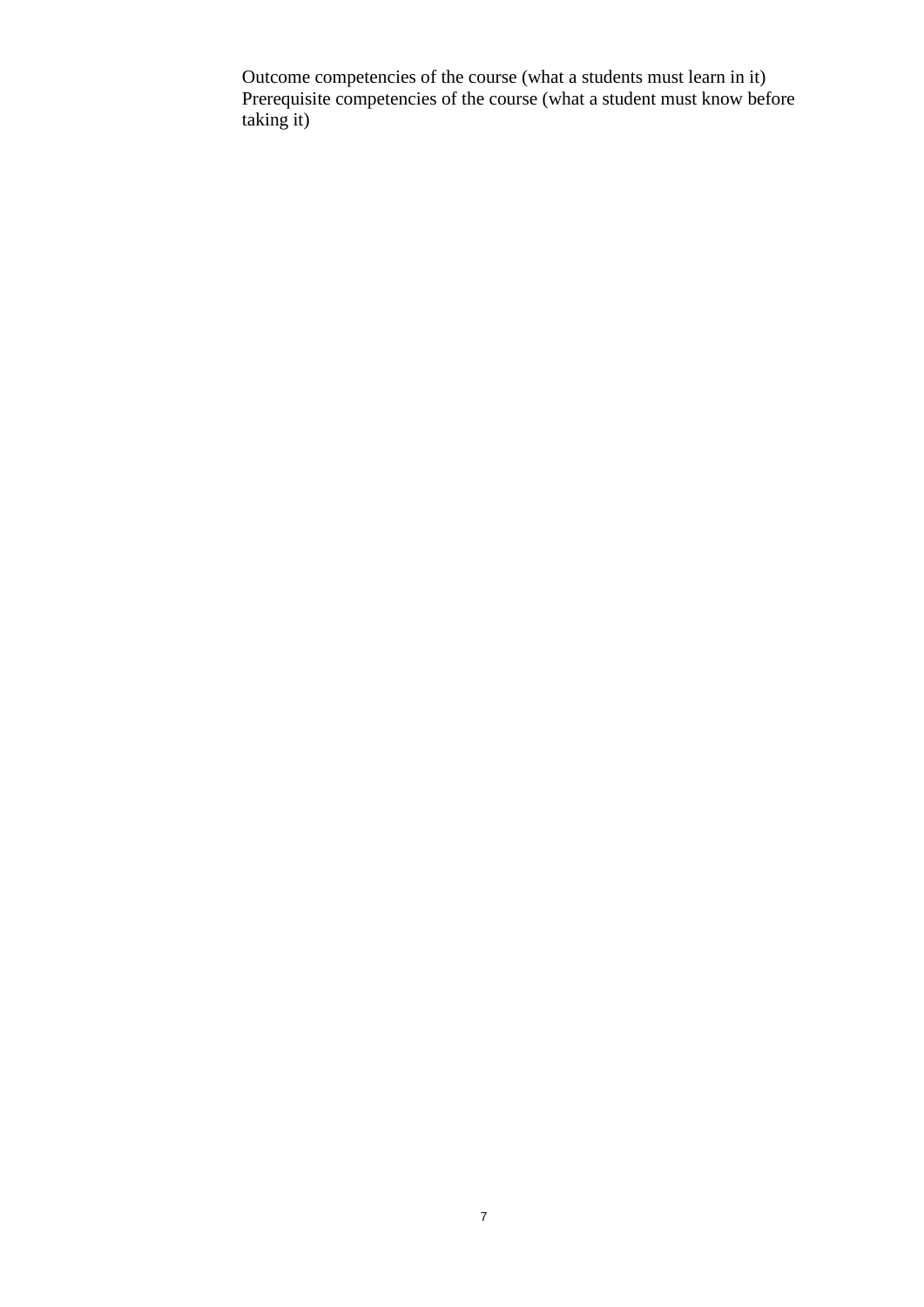Outcome competencies of the course (what a students must learn in it)
Prerequisite competencies of the course (what a student must know before taking it)